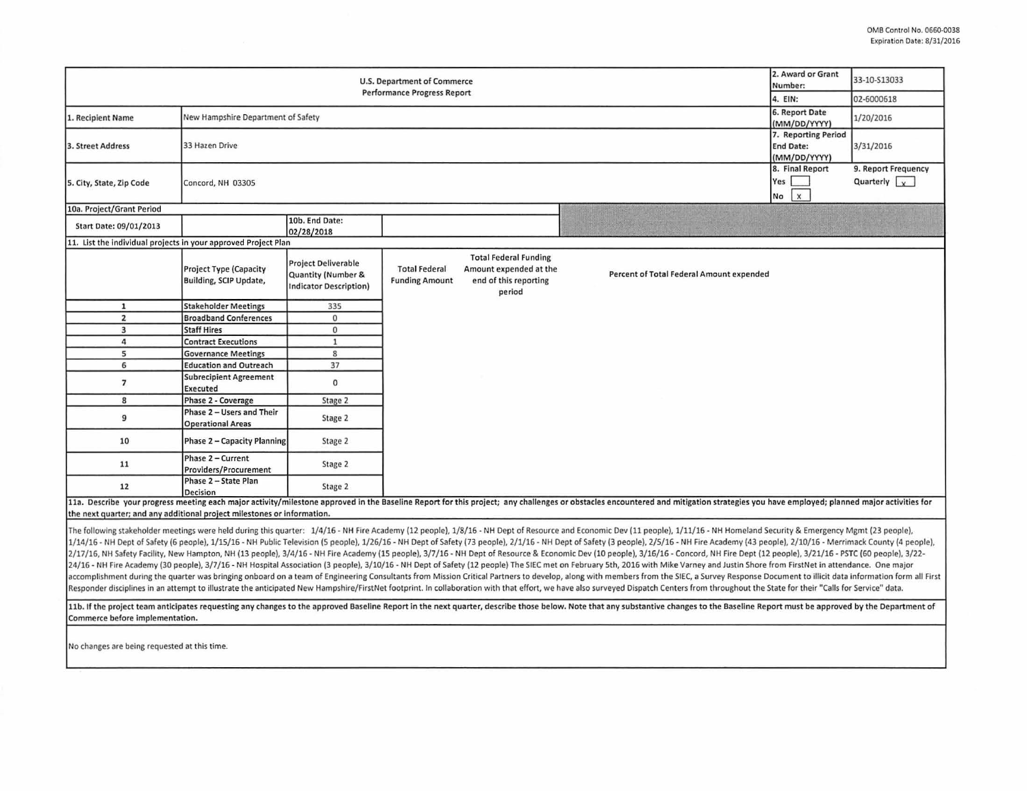OMB Control No. 0660-0038
Expiration Date: 8/31/2016

| U.S. Department of Commerce Performance Progress Report | | 2. Award or Grant Number: | 33-10-S13033 |
|---|---|---|---|
| | | 4. EIN: | 02-6000618 |
| 1. Recipient Name | New Hampshire Department of Safety | 6. Report Date (MM/DD/YYYY) | 1/20/2016 |
| 3. Street Address | 33 Hazen Drive | 7. Reporting Period End Date: (MM/DD/YYYY) | 3/31/2016 |
| 5. City, State, Zip Code | Concord, NH 03305 | 8. Final Report Yes [ ] No [x] | 9. Report Frequency Quarterly [x] |

| 10a. Project/Grant Period | | | |
|---|---|---|---|
| Start Date: 09/01/2013 | | 10b. End Date: 02/28/2018 | |

11. List the individual projects in your approved Project Plan

| | Project Type (Capacity Building, SCIP Update, | Project Deliverable Quantity (Number & Indicator Description) | Total Federal Funding Amount | Total Federal Funding Amount expended at the end of this reporting period | Percent of Total Federal Amount expended |
|---|---|---|---|---|---|
| 1 | Stakeholder Meetings | 335 | | | |
| 2 | Broadband Conferences | 0 | | | |
| 3 | Staff Hires | 0 | | | |
| 4 | Contract Executions | 1 | | | |
| 5 | Governance Meetings | 8 | | | |
| 6 | Education and Outreach | 37 | | | |
| 7 | Subrecipient Agreement Executed | 0 | | | |
| 8 | Phase 2 - Coverage | Stage 2 | | | |
| 9 | Phase 2 – Users and Their Operational Areas | Stage 2 | | | |
| 10 | Phase 2 – Capacity Planning | Stage 2 | | | |
| 11 | Phase 2 – Current Providers/Procurement | Stage 2 | | | |
| 12 | Phase 2 – State Plan Decision | Stage 2 | | | |

**11a. Describe your progress meeting each major activity/milestone approved in the Baseline Report for this project; any challenges or obstacles encountered and mitigation strategies you have employed; planned major activities for the next quarter; and any additional project milestones or information.**

The following stakeholder meetings were held during this quarter: 1/4/16 - NH Fire Academy (12 people), 1/8/16 - NH Dept of Resource and Economic Dev (11 people), 1/11/16 - NH Homeland Security & Emergency Mgmt (23 people), 1/14/16 - NH Dept of Safety (6 people), 1/15/16 - NH Public Television (5 people), 1/26/16 - NH Dept of Safety (73 people), 2/1/16 - NH Dept of Safety (3 people), 2/5/16 - NH Fire Academy (43 people), 2/10/16 - Merrimack County (4 people), 2/17/16, NH Safety Facility, New Hampton, NH (13 people), 3/4/16 - NH Fire Academy (15 people), 3/7/16 - NH Dept of Resource & Economic Dev (10 people), 3/16/16 - Concord, NH Fire Dept (12 people), 3/21/16 - PSTC (60 people), 3/22-24/16 - NH Fire Academy (30 people), 3/7/16 - NH Hospital Association (3 people), 3/10/16 - NH Dept of Safety (12 people) The SIEC met on February 5th, 2016 with Mike Varney and Justin Shore from FirstNet in attendance. One major accomplishment during the quarter was bringing onboard on a team of Engineering Consultants from Mission Critical Partners to develop, along with members from the SIEC, a Survey Response Document to illicit data information form all First Responder disciplines in an attempt to illustrate the anticipated New Hampshire/FirstNet footprint. In collaboration with that effort, we have also surveyed Dispatch Centers from throughout the State for their "Calls for Service" data.

**11b. If the project team anticipates requesting any changes to the approved Baseline Report in the next quarter, describe those below. Note that any substantive changes to the Baseline Report must be approved by the Department of Commerce before implementation.**

No changes are being requested at this time.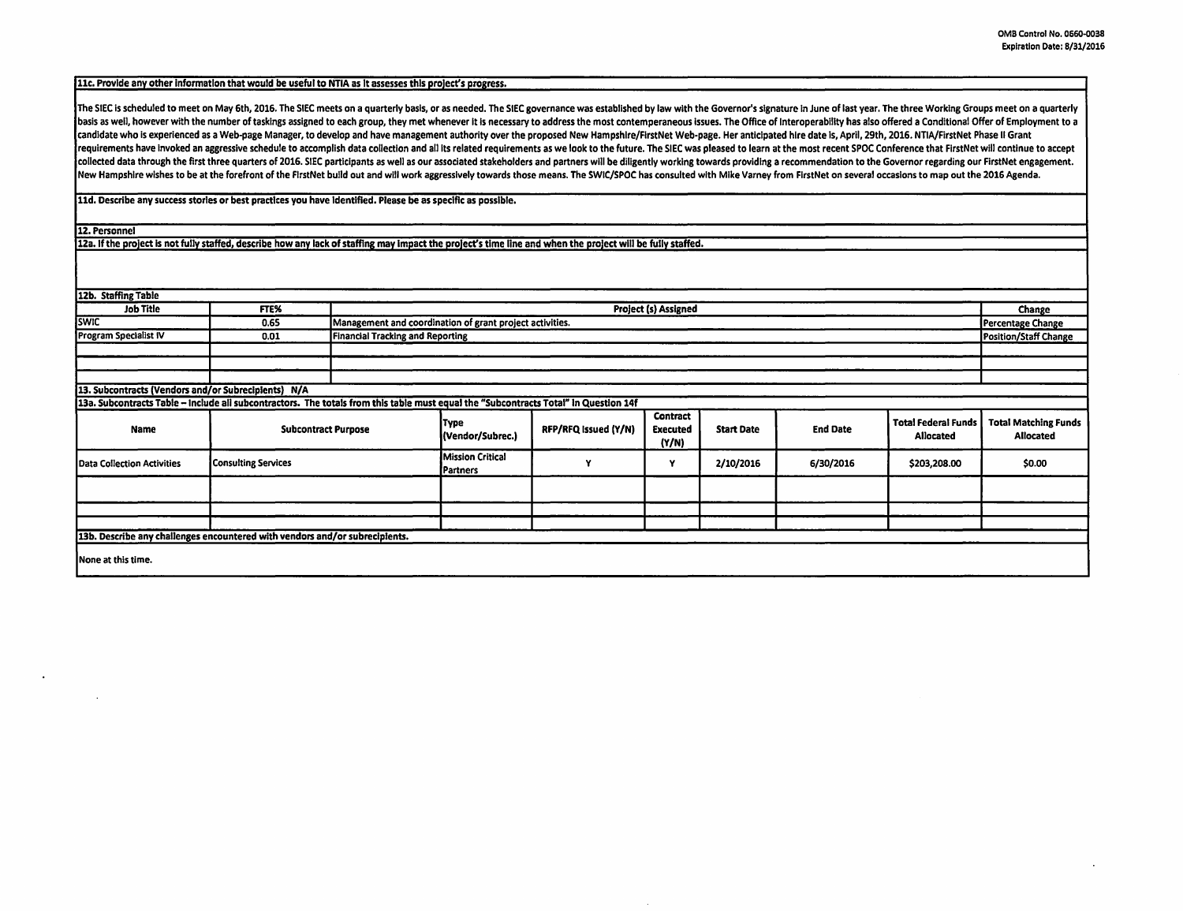**11c. Provide any other information that would be useful to NTIA as it assesses this project's progress.**

The SIEC is scheduled to meet on May 6th, 2016. The SIEC meets on a quarterly basis, or as needed. The SIEC governance was established by law with the Governor's signature in June of last year. The three Working Groups meet on a quarterly basis as well, however with the number of taskings assigned to each group, they met whenever it is necessary to address the most contemperaneous issues. The Office of Interoperability has also offered a Conditional Offer of Employment to a candidate who is experienced as a Web-page Manager, to develop and have management authority over the proposed New Hampshire/FirstNet Web-page. Her anticipated hire date is, April, 29th, 2016. NTIA/FirstNet Phase II Grant requirements have invoked an aggressive schedule to accomplish data collection and all its related requirements as we look to the future. The SIEC was pleased to learn at the most recent SPOC Conference that FirstNet will continue to accept collected data through the first three quarters of 2016. SIEC participants as well as our associated stakeholders and partners will be diligently working towards providing a recommendation to the Governor regarding our FirstNet engagement. New Hampshire wishes to be at the forefront of the FirstNet build out and will work aggressively towards those means. The SWIC/SPOC has consulted with Mike Varney from FirstNet on several occasions to map out the 2016 Agenda.

**11d. Describe any success stories or best practices you have identified. Please be as specific as possible.**

**12. Personnel**

**12a. If the project is not fully staffed, describe how any lack of staffing may impact the project's time line and when the project will be fully staffed.**

**12b. Staffing Table**

| Job Title | FTE% | Project (s) Assigned | Change |
|---|---|---|---|
| SWIC | 0.65 | Management and coordination of grant project activities. | Percentage Change |
| Program Specialist IV | 0.01 | Financial Tracking and Reporting | Position/Staff Change |
| | | | |
| | | | |
| | | | |

**13. Subcontracts (Vendors and/or Subrecipients) N/A**

**13a. Subcontracts Table – Include all subcontractors. The totals from this table must equal the "Subcontracts Total" in Question 14f**

| Name | Subcontract Purpose | Type (Vendor/Subrec.) | RFP/RFQ Issued (Y/N) | Contract Executed (Y/N) | Start Date | End Date | Total Federal Funds Allocated | Total Matching Funds Allocated |
|---|---|---|---|---|---|---|---|---|
| Data Collection Activities | Consulting Services | Mission Critical Partners | Y | Y | 2/10/2016 | 6/30/2016 | $203,208.00 | $0.00 |
| | | | | | | | | |
| | | | | | | | | |
| | | | | | | | | |

**13b. Describe any challenges encountered with vendors and/or subrecipients.**

None at this time.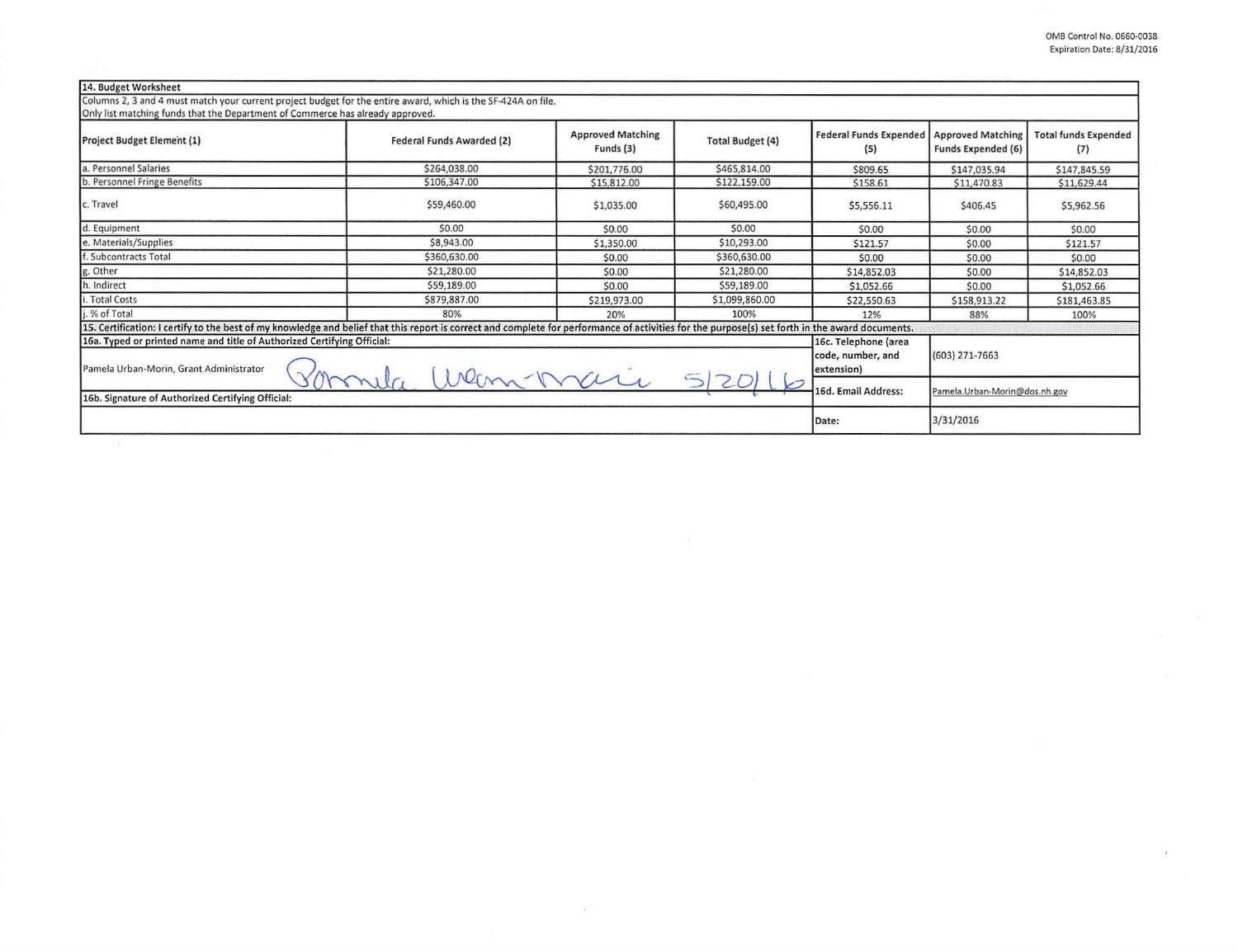OMB Control No. 0660-0038
Expiration Date: 8/31/2016

| 14. Budget Worksheet | | | | | | |
|---|---|---|---|---|---|---|
| Columns 2, 3 and 4 must match your current project budget for the entire award, which is the SF-424A on file. Only list matching funds that the Department of Commerce has already approved. | | | | | | |
| Project Budget Element (1) | Federal Funds Awarded (2) | Approved Matching Funds (3) | Total Budget (4) | Federal Funds Expended (5) | Approved Matching Funds Expended (6) | Total funds Expended (7) |
| a. Personnel Salaries | $264,038.00 | $201,776.00 | $465,814.00 | $809.65 | $147,035.94 | $147,845.59 |
| b. Personnel Fringe Benefits | $106,347.00 | $15,812.00 | $122,159.00 | $158.61 | $11,470.83 | $11,629.44 |
| c. Travel | $59,460.00 | $1,035.00 | $60,495.00 | $5,556.11 | $406.45 | $5,962.56 |
| d. Equipment | $0.00 | $0.00 | $0.00 | $0.00 | $0.00 | $0.00 |
| e. Materials/Supplies | $8,943.00 | $1,350.00 | $10,293.00 | $121.57 | $0.00 | $121.57 |
| f. Subcontracts Total | $360,630.00 | $0.00 | $360,630.00 | $0.00 | $0.00 | $0.00 |
| g. Other | $21,280.00 | $0.00 | $21,280.00 | $14,852.03 | $0.00 | $14,852.03 |
| h. Indirect | $59,189.00 | $0.00 | $59,189.00 | $1,052.66 | $0.00 | $1,052.66 |
| i. Total Costs | $879,887.00 | $219,973.00 | $1,099,860.00 | $22,550.63 | $158,913.22 | $181,463.85 |
| j. % of Total | 80% | 20% | 100% | 12% | 88% | 100% |

15. Certification: I certify to the best of my knowledge and belief that this report is correct and complete for performance of activities for the purpose(s) set forth in the award documents.

| | | |
|---|---|---|
| 16a. Typed or printed name and title of Authorized Certifying Official: Pamela Urban-Morin, Grant Administrator | 16c. Telephone (area code, number, and extension) | (603) 271-7663 |
| 16b. Signature of Authorized Certifying Official: Pamela Urban-Morin 5/20/16 | 16d. Email Address: | Pamela.Urban-Morin@dos.nh.gov |
| | Date: | 3/31/2016 |